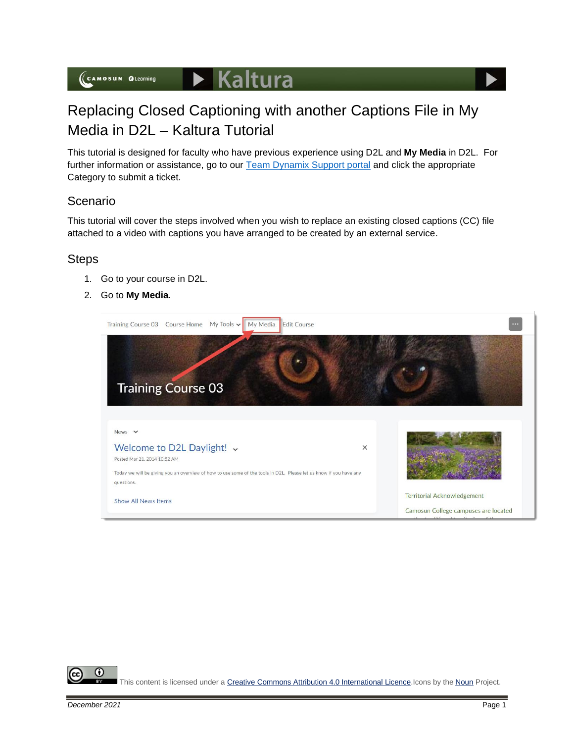# Replacing Closed Captioning with another Captions File in My Media in D2L – Kaltura Tutorial

This tutorial is designed for faculty who have previous experience using D2L and **My Media** in D2L. For further information or assistance, go to our Team Dynamix Support portal and click the appropriate Category to submit a ticket.

## Scenario

This tutorial will cover the steps involved when you wish to replace an existing closed captions (CC) file attached to a video with captions you have arranged to be created by an external service.

## Steps

1. Go to your course in D2L.
2. Go to **My Media**.

This content is licensed under a Creative Commons Attribution 4.0 International Licence. Icons by the Noun Project.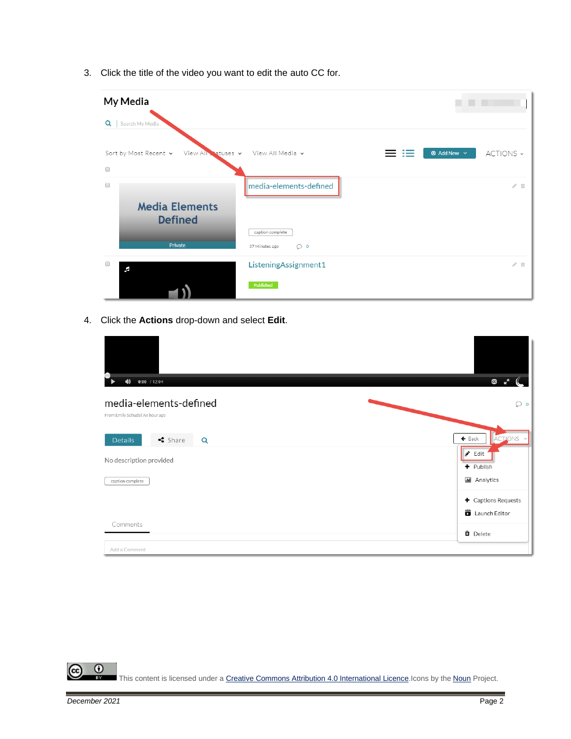3. Click the title of the video you want to edit the auto CC for.

4. Click the **Actions** drop-down and select **Edit**.

This content is licensed under a Creative Commons Attribution 4.0 International Licence. Icons by the Noun Project.

December 2021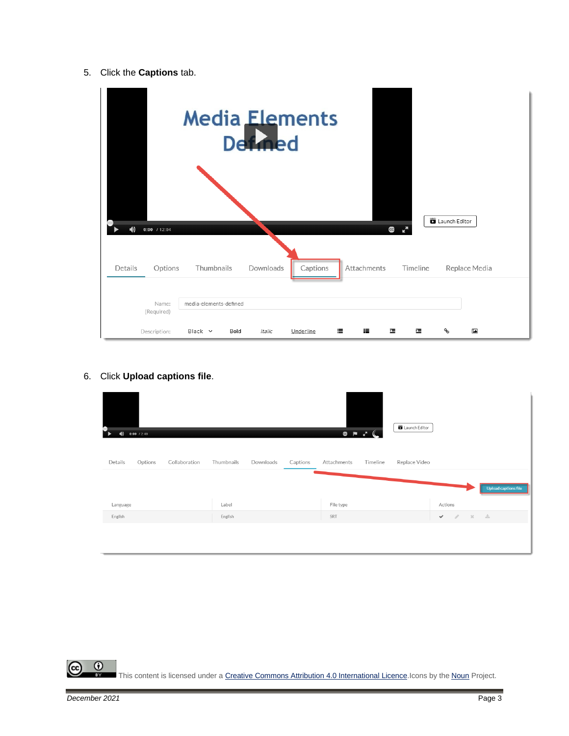5. Click the **Captions** tab.

6. Click **Upload captions file**.

This content is licensed under a [Creative Commons Attribution 4.0 International Licence](). Icons by the [Noun]() Project.

*December 2021*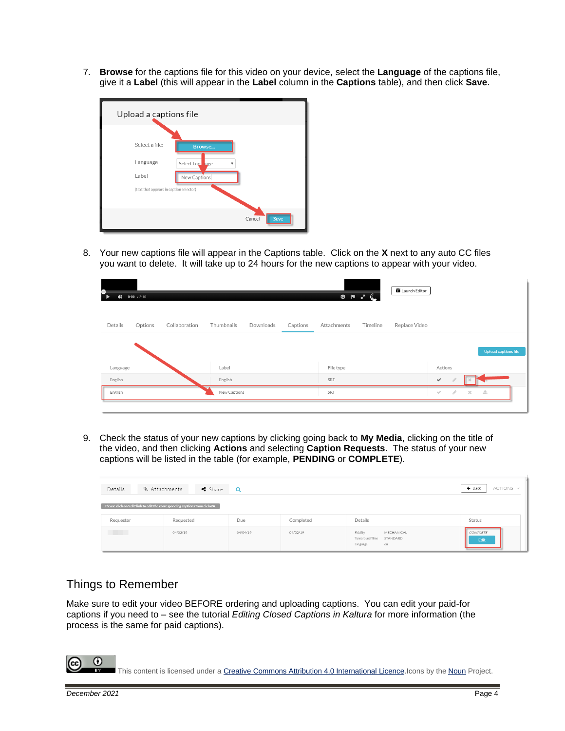7. **Browse** for the captions file for this video on your device, select the **Language** of the captions file, give it a **Label** (this will appear in the **Label** column in the **Captions** table), and then click **Save**.

8. Your new captions file will appear in the Captions table. Click on the **X** next to any auto CC files you want to delete. It will take up to 24 hours for the new captions to appear with your video.

9. Check the status of your new captions by clicking going back to **My Media**, clicking on the title of the video, and then clicking **Actions** and selecting **Caption Requests**. The status of your new captions will be listed in the table (for example, **PENDING** or **COMPLETE**).

## Things to Remember

Make sure to edit your video BEFORE ordering and uploading captions. You can edit your paid-for captions if you need to – see the tutorial *Editing Closed Captions in Kaltura* for more information (the process is the same for paid captions).

This content is licensed under a Creative Commons Attribution 4.0 International Licence. Icons by the Noun Project.

*December 2021*